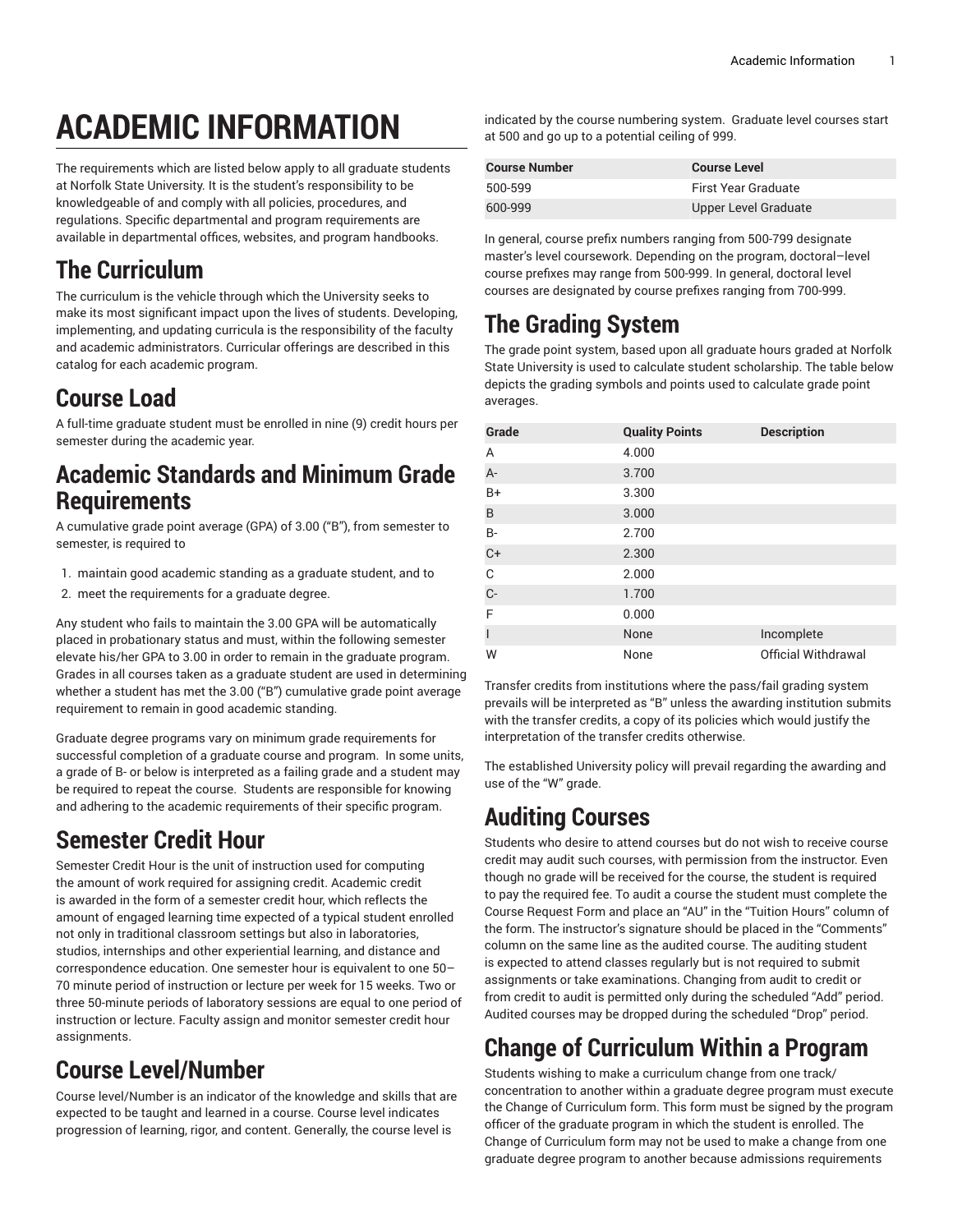# ACADEMIC INFORMATION

The requirements which are listed below apply to all graduate students at Norfolk State University. It is the student's responsibility to be knowledgeable of and comply with all policies, procedures, and regulations. Specific departmental and program requirements are available in departmental offices, websites, and program handbooks.

## The Curriculum

The curriculum is the vehicle through which the University seeks to make its most significant impact upon the lives of students. Developing, implementing, and updating curricula is the responsibility of the faculty and academic administrators. Curricular offerings are described in this catalog for each academic program.

## Course Load

A full-time graduate student must be enrolled in nine (9) credit hours per semester during the academic year.

## Academic Standards and Minimum Grade Requirements

A cumulative grade point average (GPA) of 3.00 ("B"), from semester to semester, is required to

1. maintain good academic standing as a graduate student, and to
2. meet the requirements for a graduate degree.

Any student who fails to maintain the 3.00 GPA will be automatically placed in probationary status and must, within the following semester elevate his/her GPA to 3.00 in order to remain in the graduate program. Grades in all courses taken as a graduate student are used in determining whether a student has met the 3.00 ("B") cumulative grade point average requirement to remain in good academic standing.

Graduate degree programs vary on minimum grade requirements for successful completion of a graduate course and program. In some units, a grade of B- or below is interpreted as a failing grade and a student may be required to repeat the course. Students are responsible for knowing and adhering to the academic requirements of their specific program.

## Semester Credit Hour

Semester Credit Hour is the unit of instruction used for computing the amount of work required for assigning credit. Academic credit is awarded in the form of a semester credit hour, which reflects the amount of engaged learning time expected of a typical student enrolled not only in traditional classroom settings but also in laboratories, studios, internships and other experiential learning, and distance and correspondence education. One semester hour is equivalent to one 50–70 minute period of instruction or lecture per week for 15 weeks. Two or three 50-minute periods of laboratory sessions are equal to one period of instruction or lecture. Faculty assign and monitor semester credit hour assignments.

## Course Level/Number

Course level/Number is an indicator of the knowledge and skills that are expected to be taught and learned in a course. Course level indicates progression of learning, rigor, and content. Generally, the course level is indicated by the course numbering system. Graduate level courses start at 500 and go up to a potential ceiling of 999.

| Course Number | Course Level |
| --- | --- |
| 500-599 | First Year Graduate |
| 600-999 | Upper Level Graduate |

In general, course prefix numbers ranging from 500-799 designate master's level coursework. Depending on the program, doctoral–level course prefixes may range from 500-999. In general, doctoral level courses are designated by course prefixes ranging from 700-999.

## The Grading System

The grade point system, based upon all graduate hours graded at Norfolk State University is used to calculate student scholarship. The table below depicts the grading symbols and points used to calculate grade point averages.

| Grade | Quality Points | Description |
| --- | --- | --- |
| A | 4.000 | |
| A- | 3.700 | |
| B+ | 3.300 | |
| B | 3.000 | |
| B- | 2.700 | |
| C+ | 2.300 | |
| C | 2.000 | |
| C- | 1.700 | |
| F | 0.000 | |
| I | None | Incomplete |
| W | None | Official Withdrawal |

Transfer credits from institutions where the pass/fail grading system prevails will be interpreted as "B" unless the awarding institution submits with the transfer credits, a copy of its policies which would justify the interpretation of the transfer credits otherwise.

The established University policy will prevail regarding the awarding and use of the "W" grade.

## Auditing Courses

Students who desire to attend courses but do not wish to receive course credit may audit such courses, with permission from the instructor. Even though no grade will be received for the course, the student is required to pay the required fee. To audit a course the student must complete the Course Request Form and place an "AU" in the "Tuition Hours" column of the form. The instructor's signature should be placed in the "Comments" column on the same line as the audited course. The auditing student is expected to attend classes regularly but is not required to submit assignments or take examinations. Changing from audit to credit or from credit to audit is permitted only during the scheduled "Add" period. Audited courses may be dropped during the scheduled "Drop" period.

## Change of Curriculum Within a Program

Students wishing to make a curriculum change from one track/concentration to another within a graduate degree program must execute the Change of Curriculum form. This form must be signed by the program officer of the graduate program in which the student is enrolled. The Change of Curriculum form may not be used to make a change from one graduate degree program to another because admissions requirements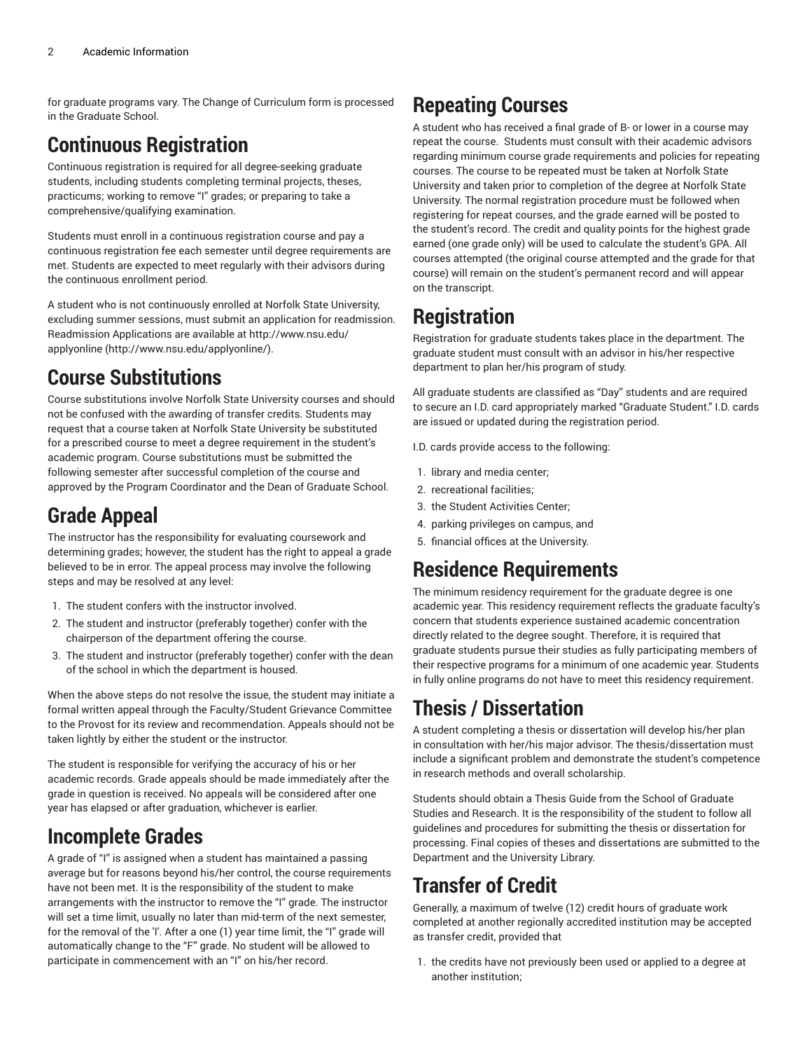for graduate programs vary. The Change of Curriculum form is processed in the Graduate School.

## Continuous Registration

Continuous registration is required for all degree-seeking graduate students, including students completing terminal projects, theses, practicums; working to remove "I" grades; or preparing to take a comprehensive/qualifying examination.

Students must enroll in a continuous registration course and pay a continuous registration fee each semester until degree requirements are met. Students are expected to meet regularly with their advisors during the continuous enrollment period.

A student who is not continuously enrolled at Norfolk State University, excluding summer sessions, must submit an application for readmission. Readmission Applications are available at http://www.nsu.edu/applyonline (http://www.nsu.edu/applyonline/).

## Course Substitutions

Course substitutions involve Norfolk State University courses and should not be confused with the awarding of transfer credits. Students may request that a course taken at Norfolk State University be substituted for a prescribed course to meet a degree requirement in the student's academic program. Course substitutions must be submitted the following semester after successful completion of the course and approved by the Program Coordinator and the Dean of Graduate School.

## Grade Appeal

The instructor has the responsibility for evaluating coursework and determining grades; however, the student has the right to appeal a grade believed to be in error. The appeal process may involve the following steps and may be resolved at any level:

1. The student confers with the instructor involved.
2. The student and instructor (preferably together) confer with the chairperson of the department offering the course.
3. The student and instructor (preferably together) confer with the dean of the school in which the department is housed.

When the above steps do not resolve the issue, the student may initiate a formal written appeal through the Faculty/Student Grievance Committee to the Provost for its review and recommendation. Appeals should not be taken lightly by either the student or the instructor.

The student is responsible for verifying the accuracy of his or her academic records. Grade appeals should be made immediately after the grade in question is received. No appeals will be considered after one year has elapsed or after graduation, whichever is earlier.

## Incomplete Grades

A grade of "I" is assigned when a student has maintained a passing average but for reasons beyond his/her control, the course requirements have not been met. It is the responsibility of the student to make arrangements with the instructor to remove the "I" grade. The instructor will set a time limit, usually no later than mid-term of the next semester, for the removal of the 'I'. After a one (1) year time limit, the "I" grade will automatically change to the "F" grade. No student will be allowed to participate in commencement with an "I" on his/her record.

## Repeating Courses

A student who has received a final grade of B- or lower in a course may repeat the course. Students must consult with their academic advisors regarding minimum course grade requirements and policies for repeating courses. The course to be repeated must be taken at Norfolk State University and taken prior to completion of the degree at Norfolk State University. The normal registration procedure must be followed when registering for repeat courses, and the grade earned will be posted to the student's record. The credit and quality points for the highest grade earned (one grade only) will be used to calculate the student's GPA. All courses attempted (the original course attempted and the grade for that course) will remain on the student's permanent record and will appear on the transcript.

## Registration

Registration for graduate students takes place in the department. The graduate student must consult with an advisor in his/her respective department to plan her/his program of study.

All graduate students are classified as "Day" students and are required to secure an I.D. card appropriately marked "Graduate Student." I.D. cards are issued or updated during the registration period.

I.D. cards provide access to the following:

1. library and media center;
2. recreational facilities;
3. the Student Activities Center;
4. parking privileges on campus, and
5. financial offices at the University.

## Residence Requirements

The minimum residency requirement for the graduate degree is one academic year. This residency requirement reflects the graduate faculty's concern that students experience sustained academic concentration directly related to the degree sought. Therefore, it is required that graduate students pursue their studies as fully participating members of their respective programs for a minimum of one academic year. Students in fully online programs do not have to meet this residency requirement.

## Thesis / Dissertation

A student completing a thesis or dissertation will develop his/her plan in consultation with her/his major advisor. The thesis/dissertation must include a significant problem and demonstrate the student's competence in research methods and overall scholarship.

Students should obtain a Thesis Guide from the School of Graduate Studies and Research. It is the responsibility of the student to follow all guidelines and procedures for submitting the thesis or dissertation for processing. Final copies of theses and dissertations are submitted to the Department and the University Library.

## Transfer of Credit

Generally, a maximum of twelve (12) credit hours of graduate work completed at another regionally accredited institution may be accepted as transfer credit, provided that

1. the credits have not previously been used or applied to a degree at another institution;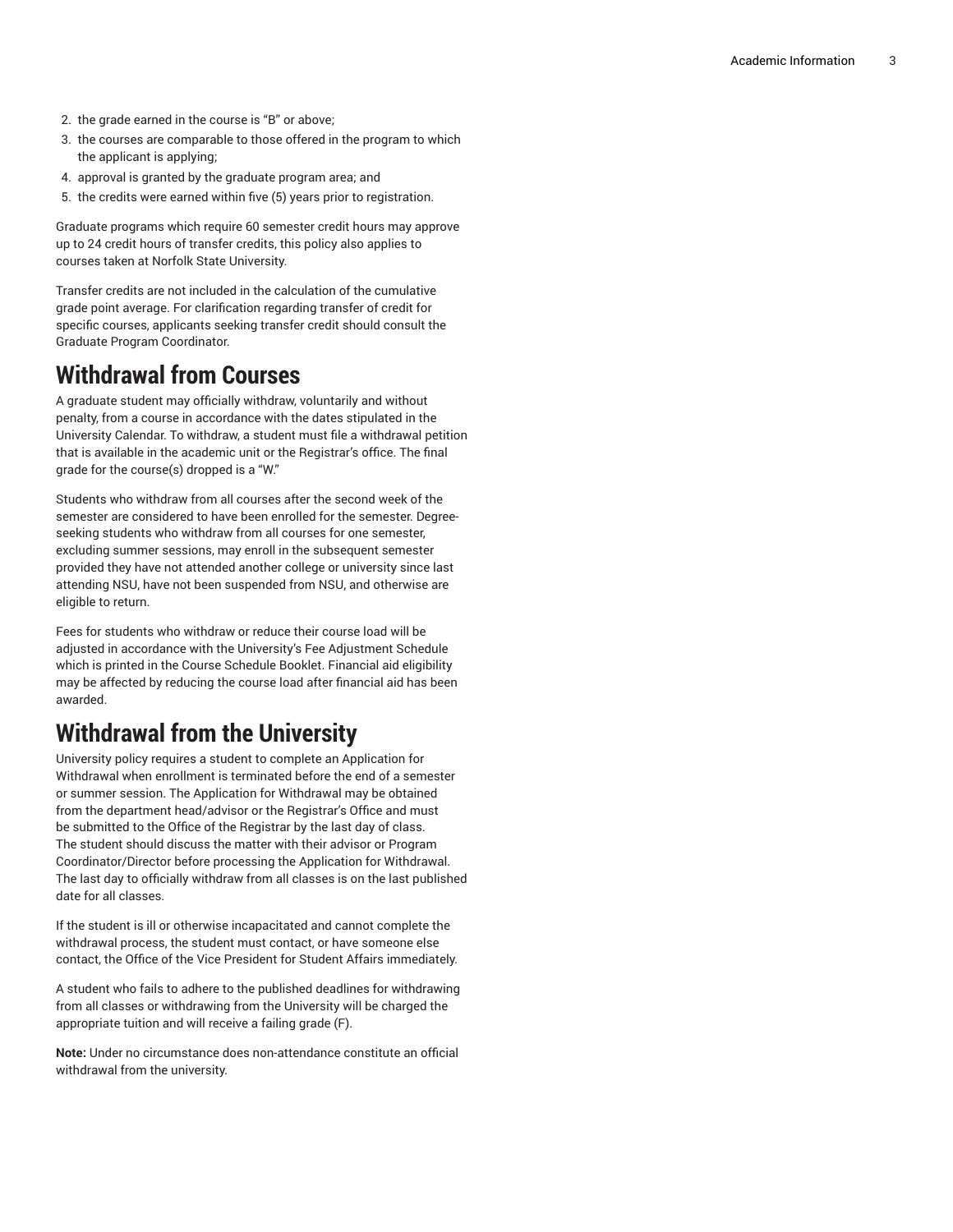2. the grade earned in the course is “B” or above;
3. the courses are comparable to those offered in the program to which the applicant is applying;
4. approval is granted by the graduate program area; and
5. the credits were earned within five (5) years prior to registration.

Graduate programs which require 60 semester credit hours may approve up to 24 credit hours of transfer credits, this policy also applies to courses taken at Norfolk State University.

Transfer credits are not included in the calculation of the cumulative grade point average. For clarification regarding transfer of credit for specific courses, applicants seeking transfer credit should consult the Graduate Program Coordinator.

## Withdrawal from Courses

A graduate student may officially withdraw, voluntarily and without penalty, from a course in accordance with the dates stipulated in the University Calendar. To withdraw, a student must file a withdrawal petition that is available in the academic unit or the Registrar’s office. The final grade for the course(s) dropped is a “W.”

Students who withdraw from all courses after the second week of the semester are considered to have been enrolled for the semester. Degree-seeking students who withdraw from all courses for one semester, excluding summer sessions, may enroll in the subsequent semester provided they have not attended another college or university since last attending NSU, have not been suspended from NSU, and otherwise are eligible to return.

Fees for students who withdraw or reduce their course load will be adjusted in accordance with the University’s Fee Adjustment Schedule which is printed in the Course Schedule Booklet. Financial aid eligibility may be affected by reducing the course load after financial aid has been awarded.

## Withdrawal from the University

University policy requires a student to complete an Application for Withdrawal when enrollment is terminated before the end of a semester or summer session. The Application for Withdrawal may be obtained from the department head/advisor or the Registrar’s Office and must be submitted to the Office of the Registrar by the last day of class. The student should discuss the matter with their advisor or Program Coordinator/Director before processing the Application for Withdrawal. The last day to officially withdraw from all classes is on the last published date for all classes.

If the student is ill or otherwise incapacitated and cannot complete the withdrawal process, the student must contact, or have someone else contact, the Office of the Vice President for Student Affairs immediately.

A student who fails to adhere to the published deadlines for withdrawing from all classes or withdrawing from the University will be charged the appropriate tuition and will receive a failing grade (F).

**Note:** Under no circumstance does non-attendance constitute an official withdrawal from the university.